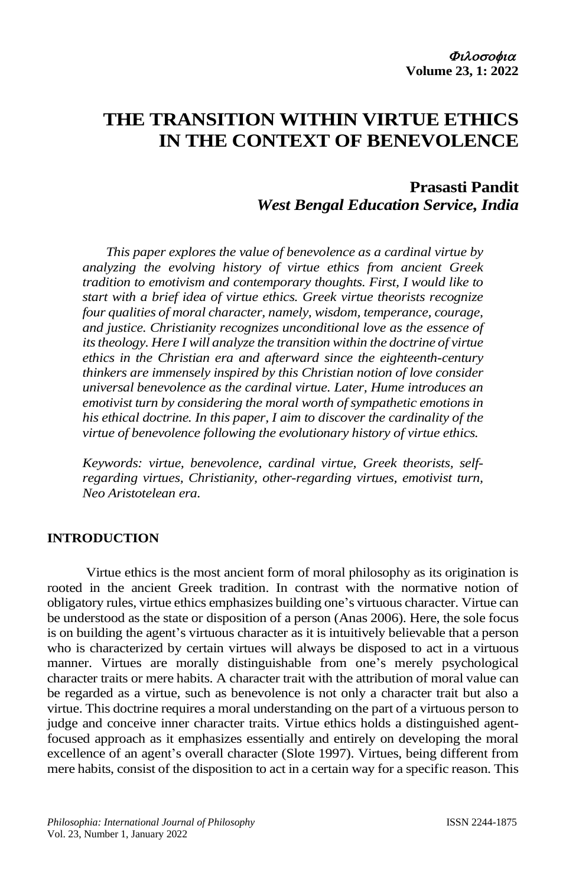# THE TRANSITION WITHIN VIRTUE ETHICS IN THE CONTEXT OF BENEVOLENCE

**Prasasti Pandit**
***West Bengal Education Service, India***

*This paper explores the value of benevolence as a cardinal virtue by analyzing the evolving history of virtue ethics from ancient Greek tradition to emotivism and contemporary thoughts. First, I would like to start with a brief idea of virtue ethics. Greek virtue theorists recognize four qualities of moral character, namely, wisdom, temperance, courage, and justice. Christianity recognizes unconditional love as the essence of its theology. Here I will analyze the transition within the doctrine of virtue ethics in the Christian era and afterward since the eighteenth-century thinkers are immensely inspired by this Christian notion of love consider universal benevolence as the cardinal virtue. Later, Hume introduces an emotivist turn by considering the moral worth of sympathetic emotions in his ethical doctrine. In this paper, I aim to discover the cardinality of the virtue of benevolence following the evolutionary history of virtue ethics.*

*Keywords: virtue, benevolence, cardinal virtue, Greek theorists, self-regarding virtues, Christianity, other-regarding virtues, emotivist turn, Neo Aristotelean era.*

## INTRODUCTION

Virtue ethics is the most ancient form of moral philosophy as its origination is rooted in the ancient Greek tradition. In contrast with the normative notion of obligatory rules, virtue ethics emphasizes building one's virtuous character. Virtue can be understood as the state or disposition of a person (Anas 2006). Here, the sole focus is on building the agent's virtuous character as it is intuitively believable that a person who is characterized by certain virtues will always be disposed to act in a virtuous manner. Virtues are morally distinguishable from one's merely psychological character traits or mere habits. A character trait with the attribution of moral value can be regarded as a virtue, such as benevolence is not only a character trait but also a virtue. This doctrine requires a moral understanding on the part of a virtuous person to judge and conceive inner character traits. Virtue ethics holds a distinguished agent-focused approach as it emphasizes essentially and entirely on developing the moral excellence of an agent's overall character (Slote 1997). Virtues, being different from mere habits, consist of the disposition to act in a certain way for a specific reason. This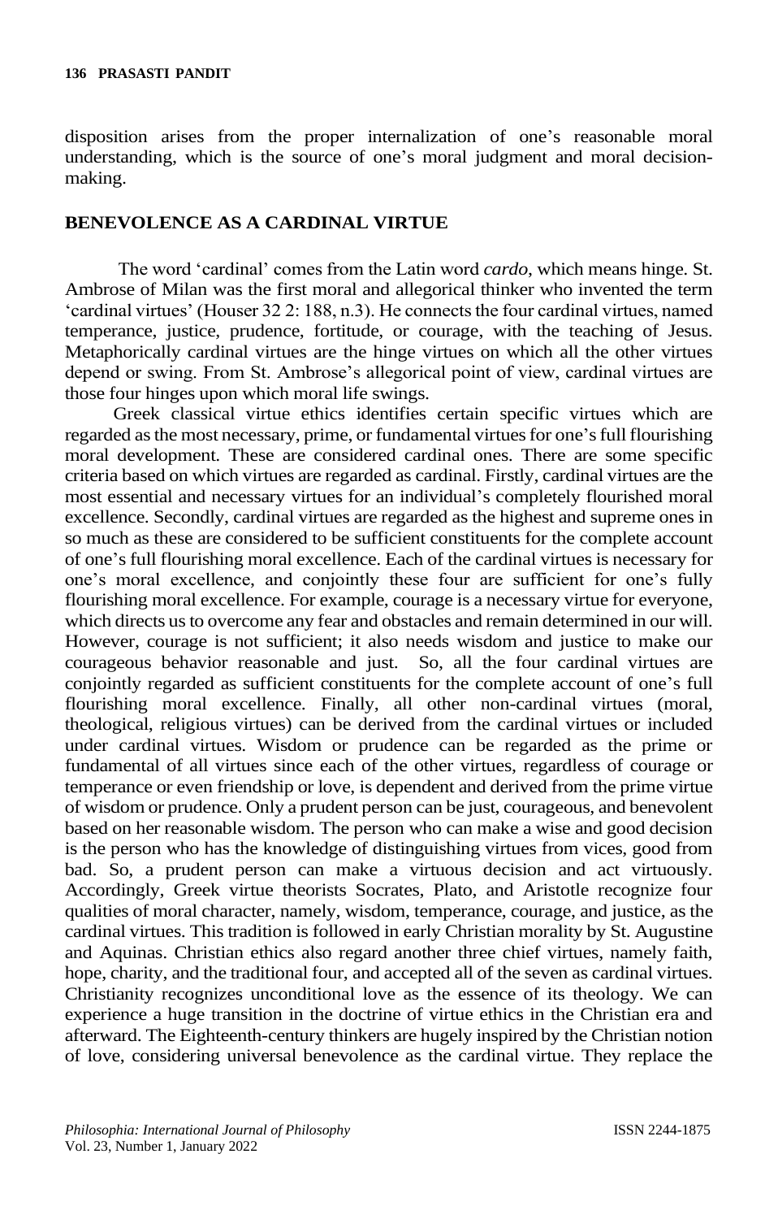disposition arises from the proper internalization of one's reasonable moral understanding, which is the source of one's moral judgment and moral decision-making.

## BENEVOLENCE AS A CARDINAL VIRTUE

The word 'cardinal' comes from the Latin word *cardo*, which means hinge. St. Ambrose of Milan was the first moral and allegorical thinker who invented the term 'cardinal virtues' (Houser 32 2: 188, n.3). He connects the four cardinal virtues, named temperance, justice, prudence, fortitude, or courage, with the teaching of Jesus. Metaphorically cardinal virtues are the hinge virtues on which all the other virtues depend or swing. From St. Ambrose's allegorical point of view, cardinal virtues are those four hinges upon which moral life swings.

Greek classical virtue ethics identifies certain specific virtues which are regarded as the most necessary, prime, or fundamental virtues for one's full flourishing moral development. These are considered cardinal ones. There are some specific criteria based on which virtues are regarded as cardinal. Firstly, cardinal virtues are the most essential and necessary virtues for an individual's completely flourished moral excellence. Secondly, cardinal virtues are regarded as the highest and supreme ones in so much as these are considered to be sufficient constituents for the complete account of one's full flourishing moral excellence. Each of the cardinal virtues is necessary for one's moral excellence, and conjointly these four are sufficient for one's fully flourishing moral excellence. For example, courage is a necessary virtue for everyone, which directs us to overcome any fear and obstacles and remain determined in our will. However, courage is not sufficient; it also needs wisdom and justice to make our courageous behavior reasonable and just. So, all the four cardinal virtues are conjointly regarded as sufficient constituents for the complete account of one's full flourishing moral excellence. Finally, all other non-cardinal virtues (moral, theological, religious virtues) can be derived from the cardinal virtues or included under cardinal virtues. Wisdom or prudence can be regarded as the prime or fundamental of all virtues since each of the other virtues, regardless of courage or temperance or even friendship or love, is dependent and derived from the prime virtue of wisdom or prudence. Only a prudent person can be just, courageous, and benevolent based on her reasonable wisdom. The person who can make a wise and good decision is the person who has the knowledge of distinguishing virtues from vices, good from bad. So, a prudent person can make a virtuous decision and act virtuously. Accordingly, Greek virtue theorists Socrates, Plato, and Aristotle recognize four qualities of moral character, namely, wisdom, temperance, courage, and justice, as the cardinal virtues. This tradition is followed in early Christian morality by St. Augustine and Aquinas. Christian ethics also regard another three chief virtues, namely faith, hope, charity, and the traditional four, and accepted all of the seven as cardinal virtues. Christianity recognizes unconditional love as the essence of its theology. We can experience a huge transition in the doctrine of virtue ethics in the Christian era and afterward. The Eighteenth-century thinkers are hugely inspired by the Christian notion of love, considering universal benevolence as the cardinal virtue. They replace the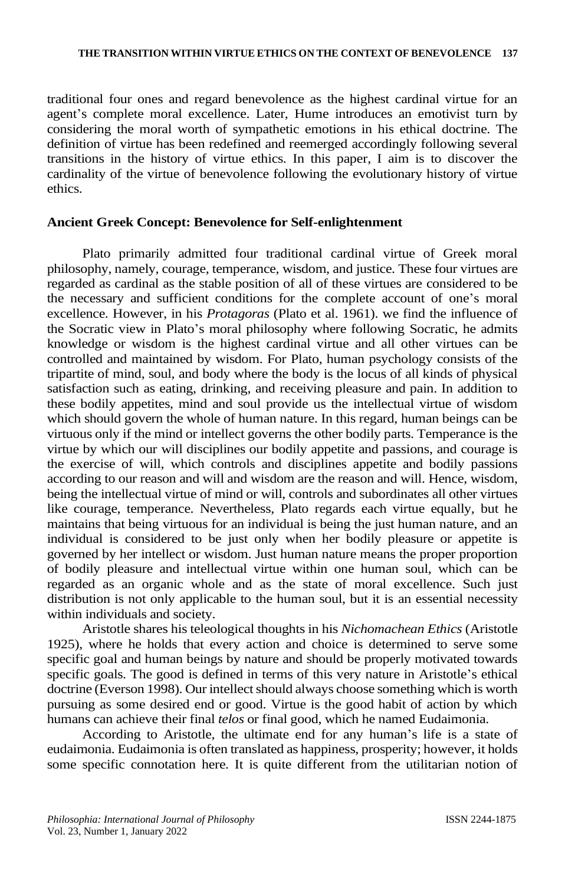traditional four ones and regard benevolence as the highest cardinal virtue for an agent's complete moral excellence. Later, Hume introduces an emotivist turn by considering the moral worth of sympathetic emotions in his ethical doctrine. The definition of virtue has been redefined and reemerged accordingly following several transitions in the history of virtue ethics. In this paper, I aim is to discover the cardinality of the virtue of benevolence following the evolutionary history of virtue ethics.

## Ancient Greek Concept: Benevolence for Self-enlightenment

Plato primarily admitted four traditional cardinal virtue of Greek moral philosophy, namely, courage, temperance, wisdom, and justice. These four virtues are regarded as cardinal as the stable position of all of these virtues are considered to be the necessary and sufficient conditions for the complete account of one's moral excellence. However, in his *Protagoras* (Plato et al. 1961). we find the influence of the Socratic view in Plato's moral philosophy where following Socratic, he admits knowledge or wisdom is the highest cardinal virtue and all other virtues can be controlled and maintained by wisdom. For Plato, human psychology consists of the tripartite of mind, soul, and body where the body is the locus of all kinds of physical satisfaction such as eating, drinking, and receiving pleasure and pain. In addition to these bodily appetites, mind and soul provide us the intellectual virtue of wisdom which should govern the whole of human nature. In this regard, human beings can be virtuous only if the mind or intellect governs the other bodily parts. Temperance is the virtue by which our will disciplines our bodily appetite and passions, and courage is the exercise of will, which controls and disciplines appetite and bodily passions according to our reason and will and wisdom are the reason and will. Hence, wisdom, being the intellectual virtue of mind or will, controls and subordinates all other virtues like courage, temperance. Nevertheless, Plato regards each virtue equally, but he maintains that being virtuous for an individual is being the just human nature, and an individual is considered to be just only when her bodily pleasure or appetite is governed by her intellect or wisdom. Just human nature means the proper proportion of bodily pleasure and intellectual virtue within one human soul, which can be regarded as an organic whole and as the state of moral excellence. Such just distribution is not only applicable to the human soul, but it is an essential necessity within individuals and society.

Aristotle shares his teleological thoughts in his *Nichomachean Ethics* (Aristotle 1925), where he holds that every action and choice is determined to serve some specific goal and human beings by nature and should be properly motivated towards specific goals. The good is defined in terms of this very nature in Aristotle's ethical doctrine (Everson 1998). Our intellect should always choose something which is worth pursuing as some desired end or good. Virtue is the good habit of action by which humans can achieve their final *telos* or final good, which he named Eudaimonia.

According to Aristotle, the ultimate end for any human's life is a state of eudaimonia. Eudaimonia is often translated as happiness, prosperity; however, it holds some specific connotation here. It is quite different from the utilitarian notion of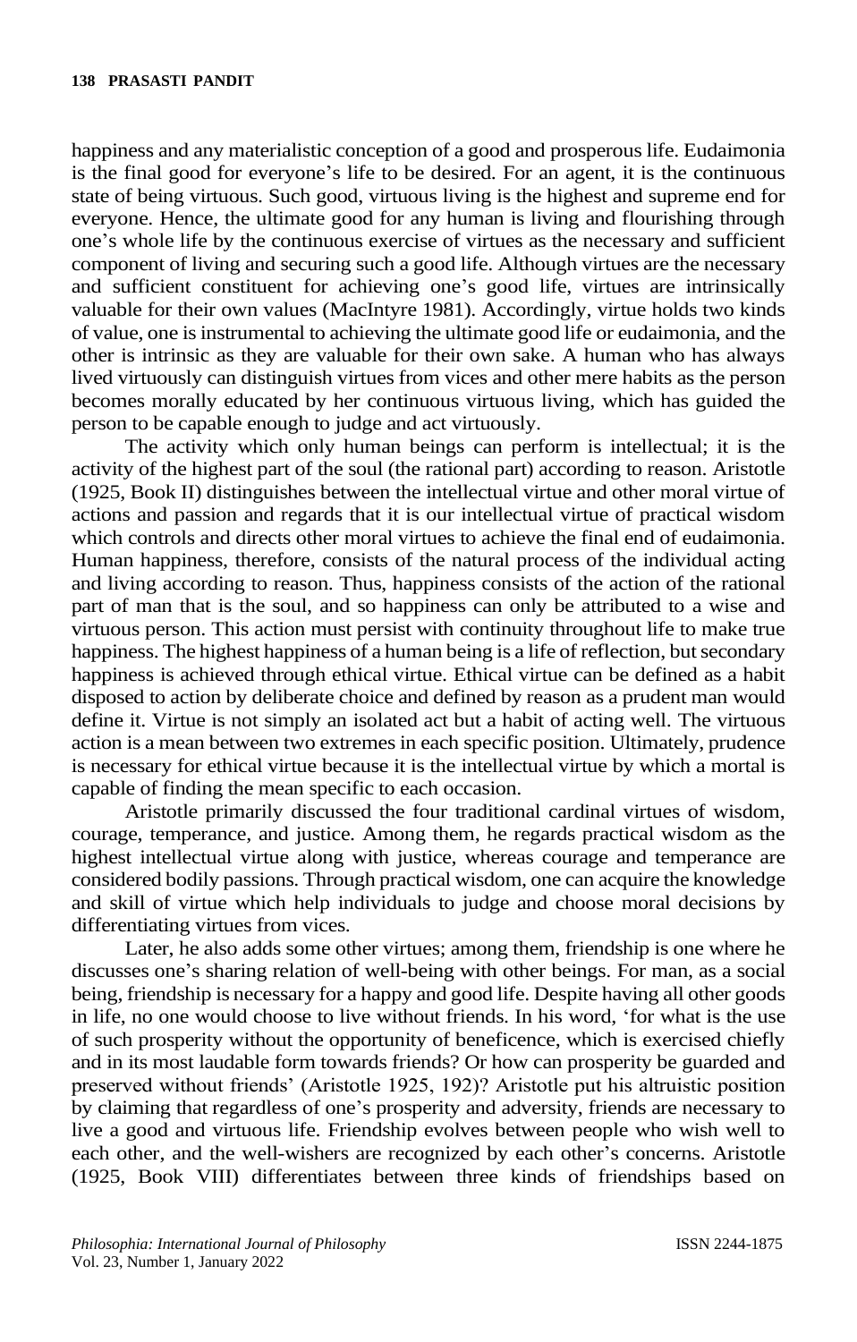happiness and any materialistic conception of a good and prosperous life. Eudaimonia is the final good for everyone's life to be desired. For an agent, it is the continuous state of being virtuous. Such good, virtuous living is the highest and supreme end for everyone. Hence, the ultimate good for any human is living and flourishing through one's whole life by the continuous exercise of virtues as the necessary and sufficient component of living and securing such a good life. Although virtues are the necessary and sufficient constituent for achieving one's good life, virtues are intrinsically valuable for their own values (MacIntyre 1981). Accordingly, virtue holds two kinds of value, one is instrumental to achieving the ultimate good life or eudaimonia, and the other is intrinsic as they are valuable for their own sake. A human who has always lived virtuously can distinguish virtues from vices and other mere habits as the person becomes morally educated by her continuous virtuous living, which has guided the person to be capable enough to judge and act virtuously.

The activity which only human beings can perform is intellectual; it is the activity of the highest part of the soul (the rational part) according to reason. Aristotle (1925, Book II) distinguishes between the intellectual virtue and other moral virtue of actions and passion and regards that it is our intellectual virtue of practical wisdom which controls and directs other moral virtues to achieve the final end of eudaimonia. Human happiness, therefore, consists of the natural process of the individual acting and living according to reason. Thus, happiness consists of the action of the rational part of man that is the soul, and so happiness can only be attributed to a wise and virtuous person. This action must persist with continuity throughout life to make true happiness. The highest happiness of a human being is a life of reflection, but secondary happiness is achieved through ethical virtue. Ethical virtue can be defined as a habit disposed to action by deliberate choice and defined by reason as a prudent man would define it. Virtue is not simply an isolated act but a habit of acting well. The virtuous action is a mean between two extremes in each specific position. Ultimately, prudence is necessary for ethical virtue because it is the intellectual virtue by which a mortal is capable of finding the mean specific to each occasion.

Aristotle primarily discussed the four traditional cardinal virtues of wisdom, courage, temperance, and justice. Among them, he regards practical wisdom as the highest intellectual virtue along with justice, whereas courage and temperance are considered bodily passions. Through practical wisdom, one can acquire the knowledge and skill of virtue which help individuals to judge and choose moral decisions by differentiating virtues from vices.

Later, he also adds some other virtues; among them, friendship is one where he discusses one's sharing relation of well-being with other beings. For man, as a social being, friendship is necessary for a happy and good life. Despite having all other goods in life, no one would choose to live without friends. In his word, 'for what is the use of such prosperity without the opportunity of beneficence, which is exercised chiefly and in its most laudable form towards friends? Or how can prosperity be guarded and preserved without friends' (Aristotle 1925, 192)? Aristotle put his altruistic position by claiming that regardless of one's prosperity and adversity, friends are necessary to live a good and virtuous life. Friendship evolves between people who wish well to each other, and the well-wishers are recognized by each other's concerns. Aristotle (1925, Book VIII) differentiates between three kinds of friendships based on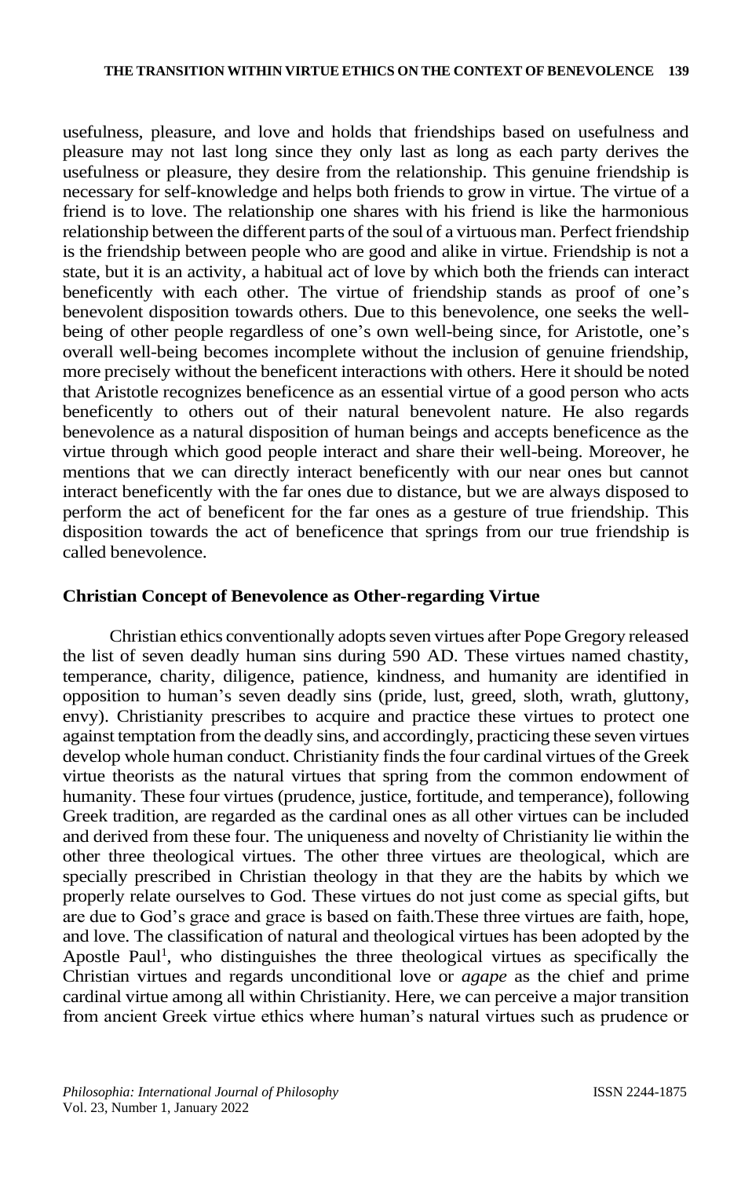usefulness, pleasure, and love and holds that friendships based on usefulness and pleasure may not last long since they only last as long as each party derives the usefulness or pleasure, they desire from the relationship. This genuine friendship is necessary for self-knowledge and helps both friends to grow in virtue. The virtue of a friend is to love. The relationship one shares with his friend is like the harmonious relationship between the different parts of the soul of a virtuous man. Perfect friendship is the friendship between people who are good and alike in virtue. Friendship is not a state, but it is an activity, a habitual act of love by which both the friends can interact beneficently with each other. The virtue of friendship stands as proof of one's benevolent disposition towards others. Due to this benevolence, one seeks the well-being of other people regardless of one's own well-being since, for Aristotle, one's overall well-being becomes incomplete without the inclusion of genuine friendship, more precisely without the beneficent interactions with others. Here it should be noted that Aristotle recognizes beneficence as an essential virtue of a good person who acts beneficently to others out of their natural benevolent nature. He also regards benevolence as a natural disposition of human beings and accepts beneficence as the virtue through which good people interact and share their well-being. Moreover, he mentions that we can directly interact beneficently with our near ones but cannot interact beneficently with the far ones due to distance, but we are always disposed to perform the act of beneficent for the far ones as a gesture of true friendship. This disposition towards the act of beneficence that springs from our true friendship is called benevolence.

## Christian Concept of Benevolence as Other-regarding Virtue

Christian ethics conventionally adopts seven virtues after Pope Gregory released the list of seven deadly human sins during 590 AD. These virtues named chastity, temperance, charity, diligence, patience, kindness, and humanity are identified in opposition to human's seven deadly sins (pride, lust, greed, sloth, wrath, gluttony, envy). Christianity prescribes to acquire and practice these virtues to protect one against temptation from the deadly sins, and accordingly, practicing these seven virtues develop whole human conduct. Christianity finds the four cardinal virtues of the Greek virtue theorists as the natural virtues that spring from the common endowment of humanity. These four virtues (prudence, justice, fortitude, and temperance), following Greek tradition, are regarded as the cardinal ones as all other virtues can be included and derived from these four. The uniqueness and novelty of Christianity lie within the other three theological virtues. The other three virtues are theological, which are specially prescribed in Christian theology in that they are the habits by which we properly relate ourselves to God. These virtues do not just come as special gifts, but are due to God's grace and grace is based on faith.These three virtues are faith, hope, and love. The classification of natural and theological virtues has been adopted by the Apostle Paul[1], who distinguishes the three theological virtues as specifically the Christian virtues and regards unconditional love or *agape* as the chief and prime cardinal virtue among all within Christianity. Here, we can perceive a major transition from ancient Greek virtue ethics where human's natural virtues such as prudence or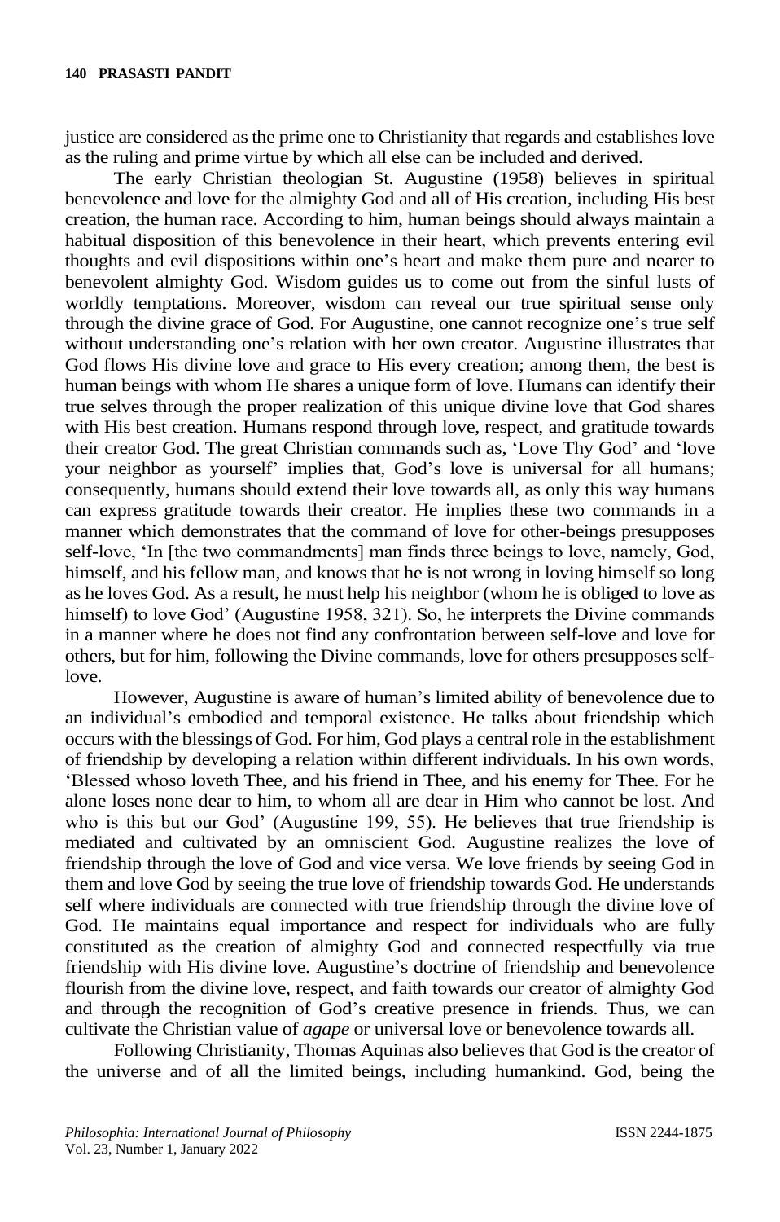justice are considered as the prime one to Christianity that regards and establishes love as the ruling and prime virtue by which all else can be included and derived.

The early Christian theologian St. Augustine (1958) believes in spiritual benevolence and love for the almighty God and all of His creation, including His best creation, the human race. According to him, human beings should always maintain a habitual disposition of this benevolence in their heart, which prevents entering evil thoughts and evil dispositions within one's heart and make them pure and nearer to benevolent almighty God. Wisdom guides us to come out from the sinful lusts of worldly temptations. Moreover, wisdom can reveal our true spiritual sense only through the divine grace of God. For Augustine, one cannot recognize one's true self without understanding one's relation with her own creator. Augustine illustrates that God flows His divine love and grace to His every creation; among them, the best is human beings with whom He shares a unique form of love. Humans can identify their true selves through the proper realization of this unique divine love that God shares with His best creation. Humans respond through love, respect, and gratitude towards their creator God. The great Christian commands such as, 'Love Thy God' and 'love your neighbor as yourself' implies that, God's love is universal for all humans; consequently, humans should extend their love towards all, as only this way humans can express gratitude towards their creator. He implies these two commands in a manner which demonstrates that the command of love for other-beings presupposes self-love, 'In [the two commandments] man finds three beings to love, namely, God, himself, and his fellow man, and knows that he is not wrong in loving himself so long as he loves God. As a result, he must help his neighbor (whom he is obliged to love as himself) to love God' (Augustine 1958, 321). So, he interprets the Divine commands in a manner where he does not find any confrontation between self-love and love for others, but for him, following the Divine commands, love for others presupposes self-love.

However, Augustine is aware of human's limited ability of benevolence due to an individual's embodied and temporal existence. He talks about friendship which occurs with the blessings of God. For him, God plays a central role in the establishment of friendship by developing a relation within different individuals. In his own words, 'Blessed whoso loveth Thee, and his friend in Thee, and his enemy for Thee. For he alone loses none dear to him, to whom all are dear in Him who cannot be lost. And who is this but our God' (Augustine 199, 55). He believes that true friendship is mediated and cultivated by an omniscient God. Augustine realizes the love of friendship through the love of God and vice versa. We love friends by seeing God in them and love God by seeing the true love of friendship towards God. He understands self where individuals are connected with true friendship through the divine love of God. He maintains equal importance and respect for individuals who are fully constituted as the creation of almighty God and connected respectfully via true friendship with His divine love. Augustine's doctrine of friendship and benevolence flourish from the divine love, respect, and faith towards our creator of almighty God and through the recognition of God's creative presence in friends. Thus, we can cultivate the Christian value of *agape* or universal love or benevolence towards all.

Following Christianity, Thomas Aquinas also believes that God is the creator of the universe and of all the limited beings, including humankind. God, being the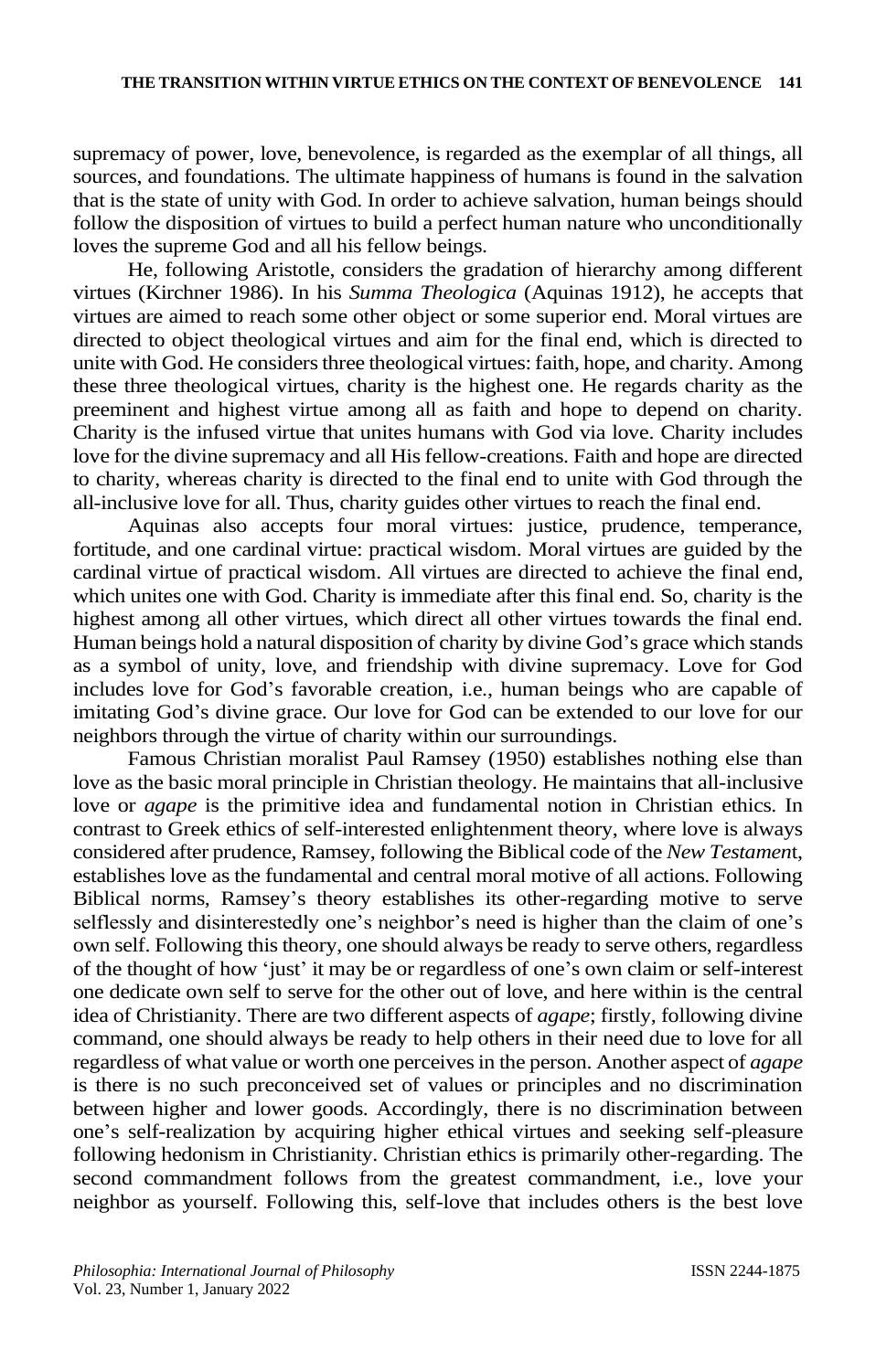supremacy of power, love, benevolence, is regarded as the exemplar of all things, all sources, and foundations. The ultimate happiness of humans is found in the salvation that is the state of unity with God. In order to achieve salvation, human beings should follow the disposition of virtues to build a perfect human nature who unconditionally loves the supreme God and all his fellow beings.

He, following Aristotle, considers the gradation of hierarchy among different virtues (Kirchner 1986). In his *Summa Theologica* (Aquinas 1912), he accepts that virtues are aimed to reach some other object or some superior end. Moral virtues are directed to object theological virtues and aim for the final end, which is directed to unite with God. He considers three theological virtues: faith, hope, and charity. Among these three theological virtues, charity is the highest one. He regards charity as the preeminent and highest virtue among all as faith and hope to depend on charity. Charity is the infused virtue that unites humans with God via love. Charity includes love for the divine supremacy and all His fellow-creations. Faith and hope are directed to charity, whereas charity is directed to the final end to unite with God through the all-inclusive love for all. Thus, charity guides other virtues to reach the final end.

Aquinas also accepts four moral virtues: justice, prudence, temperance, fortitude, and one cardinal virtue: practical wisdom. Moral virtues are guided by the cardinal virtue of practical wisdom. All virtues are directed to achieve the final end, which unites one with God. Charity is immediate after this final end. So, charity is the highest among all other virtues, which direct all other virtues towards the final end. Human beings hold a natural disposition of charity by divine God's grace which stands as a symbol of unity, love, and friendship with divine supremacy. Love for God includes love for God's favorable creation, i.e., human beings who are capable of imitating God's divine grace. Our love for God can be extended to our love for our neighbors through the virtue of charity within our surroundings.

Famous Christian moralist Paul Ramsey (1950) establishes nothing else than love as the basic moral principle in Christian theology. He maintains that all-inclusive love or *agape* is the primitive idea and fundamental notion in Christian ethics. In contrast to Greek ethics of self-interested enlightenment theory, where love is always considered after prudence, Ramsey, following the Biblical code of the *New Testament*, establishes love as the fundamental and central moral motive of all actions. Following Biblical norms, Ramsey's theory establishes its other-regarding motive to serve selflessly and disinterestedly one's neighbor's need is higher than the claim of one's own self. Following this theory, one should always be ready to serve others, regardless of the thought of how 'just' it may be or regardless of one's own claim or self-interest one dedicate own self to serve for the other out of love, and here within is the central idea of Christianity. There are two different aspects of *agape*; firstly, following divine command, one should always be ready to help others in their need due to love for all regardless of what value or worth one perceives in the person. Another aspect of *agape* is there is no such preconceived set of values or principles and no discrimination between higher and lower goods. Accordingly, there is no discrimination between one's self-realization by acquiring higher ethical virtues and seeking self-pleasure following hedonism in Christianity. Christian ethics is primarily other-regarding. The second commandment follows from the greatest commandment, i.e., love your neighbor as yourself. Following this, self-love that includes others is the best love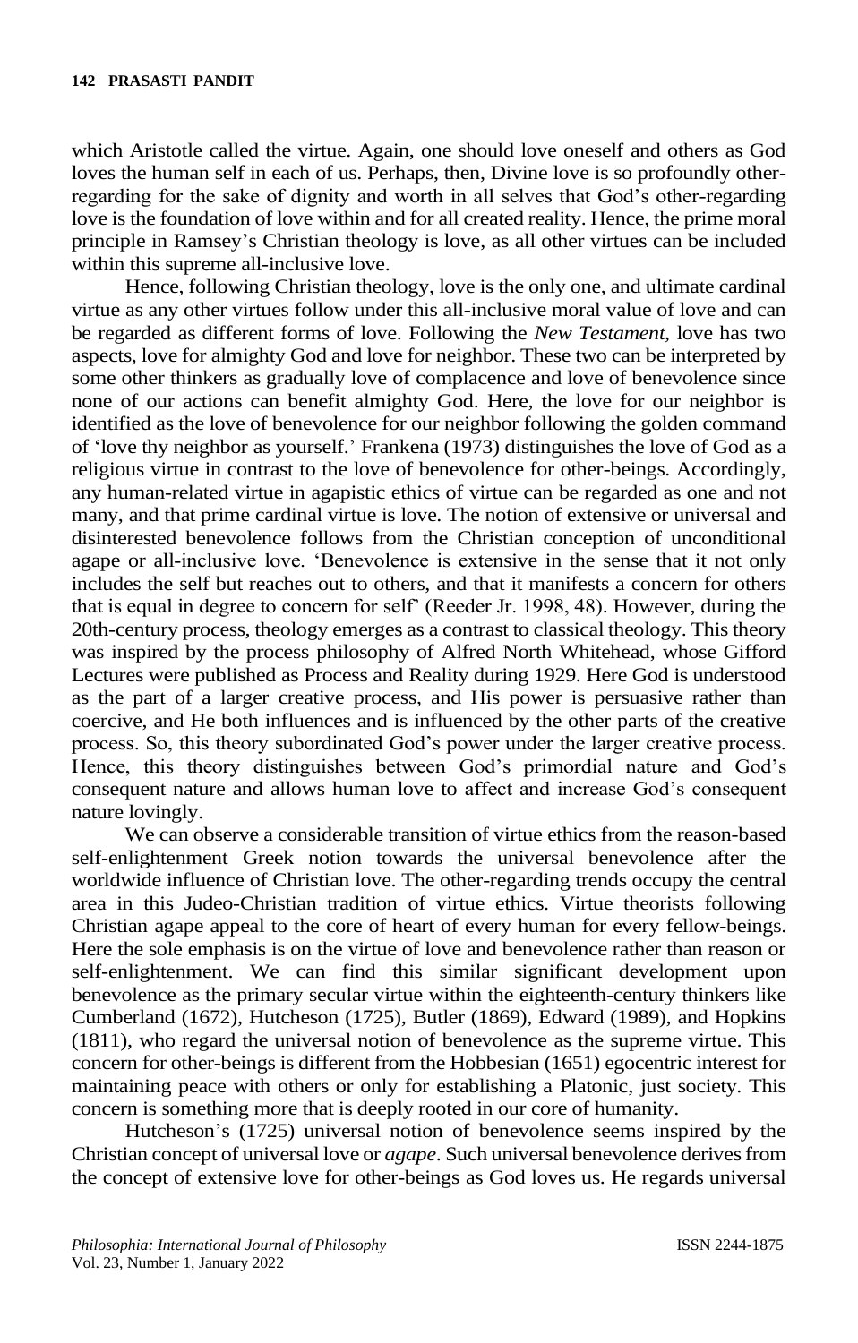which Aristotle called the virtue. Again, one should love oneself and others as God loves the human self in each of us. Perhaps, then, Divine love is so profoundly other-regarding for the sake of dignity and worth in all selves that God's other-regarding love is the foundation of love within and for all created reality. Hence, the prime moral principle in Ramsey's Christian theology is love, as all other virtues can be included within this supreme all-inclusive love.

Hence, following Christian theology, love is the only one, and ultimate cardinal virtue as any other virtues follow under this all-inclusive moral value of love and can be regarded as different forms of love. Following the *New Testament,* love has two aspects, love for almighty God and love for neighbor. These two can be interpreted by some other thinkers as gradually love of complacence and love of benevolence since none of our actions can benefit almighty God. Here, the love for our neighbor is identified as the love of benevolence for our neighbor following the golden command of 'love thy neighbor as yourself.' Frankena (1973) distinguishes the love of God as a religious virtue in contrast to the love of benevolence for other-beings. Accordingly, any human-related virtue in agapistic ethics of virtue can be regarded as one and not many, and that prime cardinal virtue is love. The notion of extensive or universal and disinterested benevolence follows from the Christian conception of unconditional agape or all-inclusive love. 'Benevolence is extensive in the sense that it not only includes the self but reaches out to others, and that it manifests a concern for others that is equal in degree to concern for self' (Reeder Jr. 1998, 48). However, during the 20th-century process, theology emerges as a contrast to classical theology. This theory was inspired by the process philosophy of Alfred North Whitehead, whose Gifford Lectures were published as Process and Reality during 1929. Here God is understood as the part of a larger creative process, and His power is persuasive rather than coercive, and He both influences and is influenced by the other parts of the creative process. So, this theory subordinated God's power under the larger creative process. Hence, this theory distinguishes between God's primordial nature and God's consequent nature and allows human love to affect and increase God's consequent nature lovingly.

We can observe a considerable transition of virtue ethics from the reason-based self-enlightenment Greek notion towards the universal benevolence after the worldwide influence of Christian love. The other-regarding trends occupy the central area in this Judeo-Christian tradition of virtue ethics. Virtue theorists following Christian agape appeal to the core of heart of every human for every fellow-beings. Here the sole emphasis is on the virtue of love and benevolence rather than reason or self-enlightenment. We can find this similar significant development upon benevolence as the primary secular virtue within the eighteenth-century thinkers like Cumberland (1672), Hutcheson (1725), Butler (1869), Edward (1989), and Hopkins (1811), who regard the universal notion of benevolence as the supreme virtue. This concern for other-beings is different from the Hobbesian (1651) egocentric interest for maintaining peace with others or only for establishing a Platonic, just society. This concern is something more that is deeply rooted in our core of humanity.

Hutcheson's (1725) universal notion of benevolence seems inspired by the Christian concept of universal love or *agape*. Such universal benevolence derives from the concept of extensive love for other-beings as God loves us. He regards universal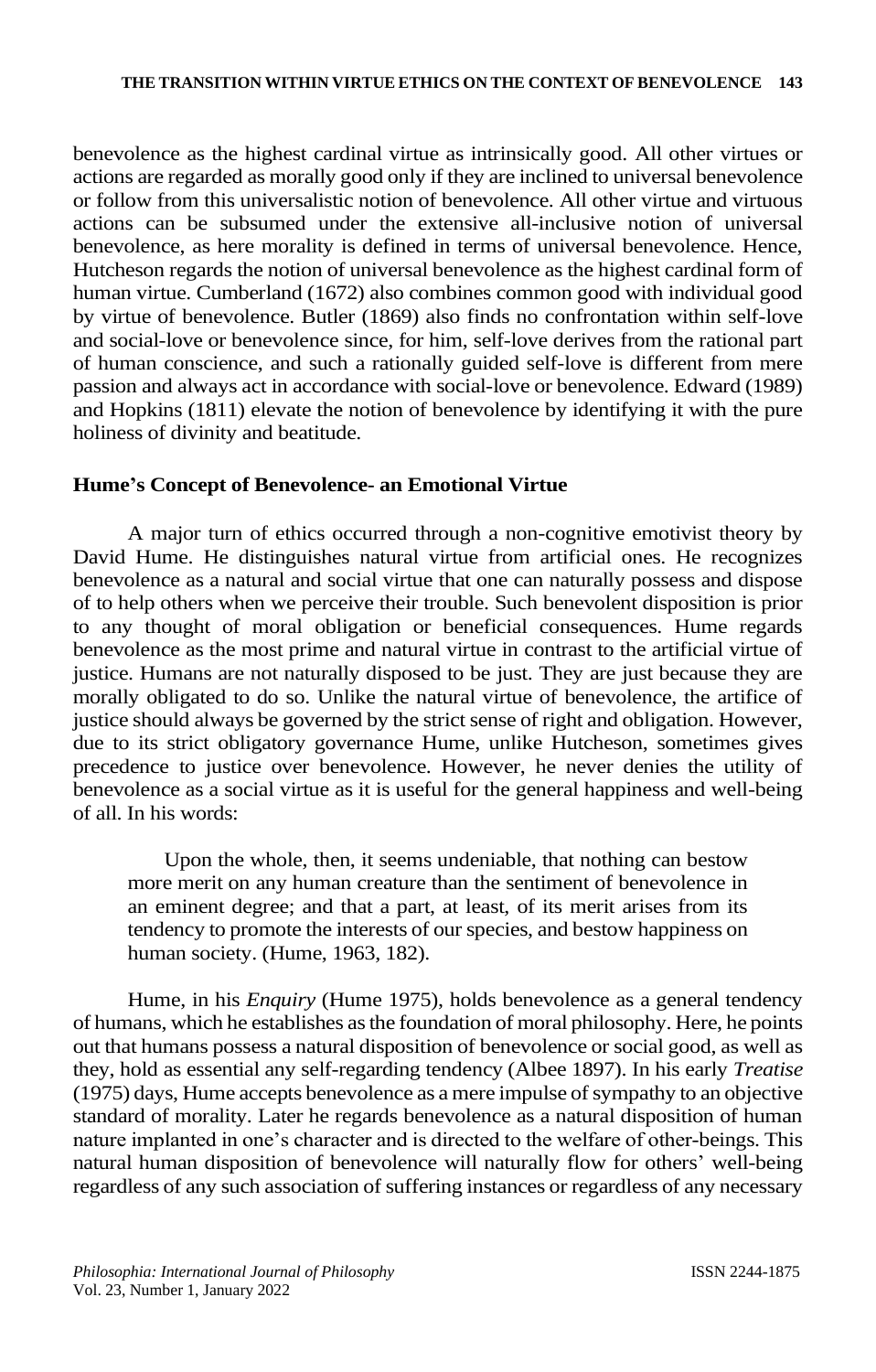benevolence as the highest cardinal virtue as intrinsically good. All other virtues or actions are regarded as morally good only if they are inclined to universal benevolence or follow from this universalistic notion of benevolence. All other virtue and virtuous actions can be subsumed under the extensive all-inclusive notion of universal benevolence, as here morality is defined in terms of universal benevolence. Hence, Hutcheson regards the notion of universal benevolence as the highest cardinal form of human virtue. Cumberland (1672) also combines common good with individual good by virtue of benevolence. Butler (1869) also finds no confrontation within self-love and social-love or benevolence since, for him, self-love derives from the rational part of human conscience, and such a rationally guided self-love is different from mere passion and always act in accordance with social-love or benevolence. Edward (1989) and Hopkins (1811) elevate the notion of benevolence by identifying it with the pure holiness of divinity and beatitude.

### Hume's Concept of Benevolence- an Emotional Virtue

A major turn of ethics occurred through a non-cognitive emotivist theory by David Hume. He distinguishes natural virtue from artificial ones. He recognizes benevolence as a natural and social virtue that one can naturally possess and dispose of to help others when we perceive their trouble. Such benevolent disposition is prior to any thought of moral obligation or beneficial consequences. Hume regards benevolence as the most prime and natural virtue in contrast to the artificial virtue of justice. Humans are not naturally disposed to be just. They are just because they are morally obligated to do so. Unlike the natural virtue of benevolence, the artifice of justice should always be governed by the strict sense of right and obligation. However, due to its strict obligatory governance Hume, unlike Hutcheson, sometimes gives precedence to justice over benevolence. However, he never denies the utility of benevolence as a social virtue as it is useful for the general happiness and well-being of all. In his words:

> Upon the whole, then, it seems undeniable, that nothing can bestow more merit on any human creature than the sentiment of benevolence in an eminent degree; and that a part, at least, of its merit arises from its tendency to promote the interests of our species, and bestow happiness on human society. (Hume, 1963, 182).

Hume, in his *Enquiry* (Hume 1975), holds benevolence as a general tendency of humans, which he establishes as the foundation of moral philosophy. Here, he points out that humans possess a natural disposition of benevolence or social good, as well as they, hold as essential any self-regarding tendency (Albee 1897). In his early *Treatise* (1975) days, Hume accepts benevolence as a mere impulse of sympathy to an objective standard of morality. Later he regards benevolence as a natural disposition of human nature implanted in one's character and is directed to the welfare of other-beings. This natural human disposition of benevolence will naturally flow for others' well-being regardless of any such association of suffering instances or regardless of any necessary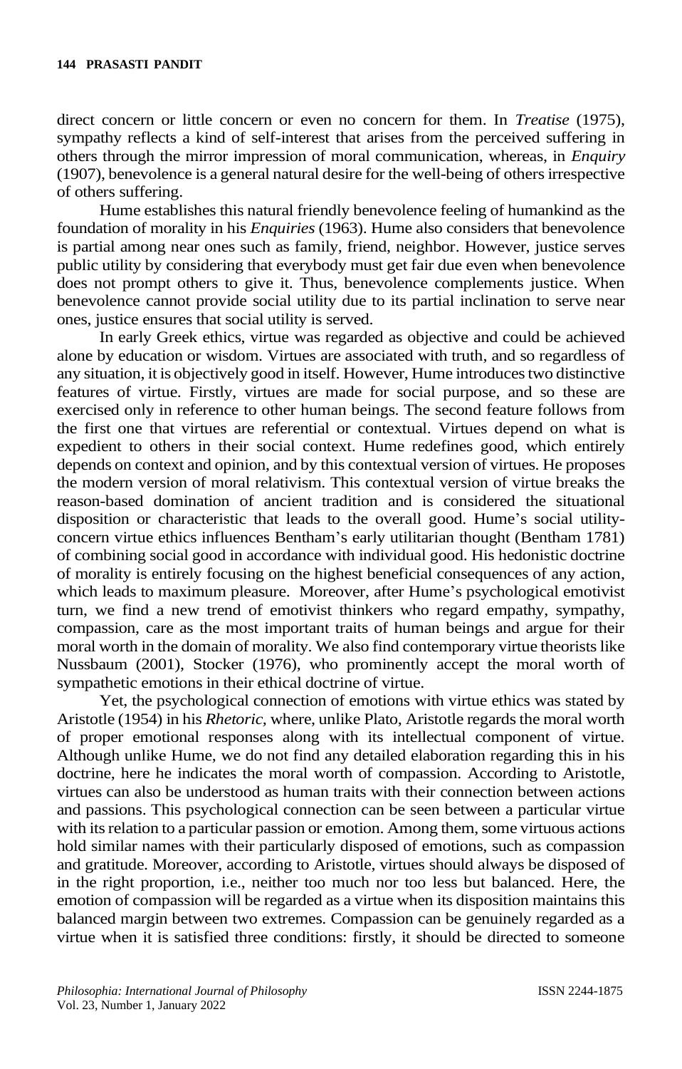direct concern or little concern or even no concern for them. In *Treatise* (1975), sympathy reflects a kind of self-interest that arises from the perceived suffering in others through the mirror impression of moral communication, whereas, in *Enquiry* (1907), benevolence is a general natural desire for the well-being of others irrespective of others suffering.

Hume establishes this natural friendly benevolence feeling of humankind as the foundation of morality in his *Enquiries* (1963). Hume also considers that benevolence is partial among near ones such as family, friend, neighbor. However, justice serves public utility by considering that everybody must get fair due even when benevolence does not prompt others to give it. Thus, benevolence complements justice. When benevolence cannot provide social utility due to its partial inclination to serve near ones, justice ensures that social utility is served.

In early Greek ethics, virtue was regarded as objective and could be achieved alone by education or wisdom. Virtues are associated with truth, and so regardless of any situation, it is objectively good in itself. However, Hume introduces two distinctive features of virtue. Firstly, virtues are made for social purpose, and so these are exercised only in reference to other human beings. The second feature follows from the first one that virtues are referential or contextual. Virtues depend on what is expedient to others in their social context. Hume redefines good, which entirely depends on context and opinion, and by this contextual version of virtues. He proposes the modern version of moral relativism. This contextual version of virtue breaks the reason-based domination of ancient tradition and is considered the situational disposition or characteristic that leads to the overall good. Hume's social utility-concern virtue ethics influences Bentham's early utilitarian thought (Bentham 1781) of combining social good in accordance with individual good. His hedonistic doctrine of morality is entirely focusing on the highest beneficial consequences of any action, which leads to maximum pleasure. Moreover, after Hume's psychological emotivist turn, we find a new trend of emotivist thinkers who regard empathy, sympathy, compassion, care as the most important traits of human beings and argue for their moral worth in the domain of morality. We also find contemporary virtue theorists like Nussbaum (2001), Stocker (1976), who prominently accept the moral worth of sympathetic emotions in their ethical doctrine of virtue.

Yet, the psychological connection of emotions with virtue ethics was stated by Aristotle (1954) in his *Rhetoric*, where, unlike Plato, Aristotle regards the moral worth of proper emotional responses along with its intellectual component of virtue. Although unlike Hume, we do not find any detailed elaboration regarding this in his doctrine, here he indicates the moral worth of compassion. According to Aristotle, virtues can also be understood as human traits with their connection between actions and passions. This psychological connection can be seen between a particular virtue with its relation to a particular passion or emotion. Among them, some virtuous actions hold similar names with their particularly disposed of emotions, such as compassion and gratitude. Moreover, according to Aristotle, virtues should always be disposed of in the right proportion, i.e., neither too much nor too less but balanced. Here, the emotion of compassion will be regarded as a virtue when its disposition maintains this balanced margin between two extremes. Compassion can be genuinely regarded as a virtue when it is satisfied three conditions: firstly, it should be directed to someone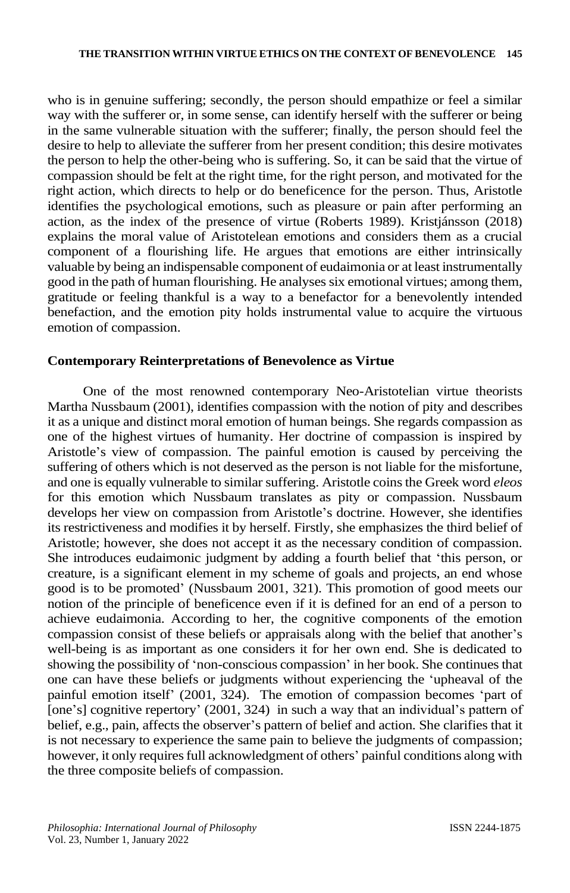who is in genuine suffering; secondly, the person should empathize or feel a similar way with the sufferer or, in some sense, can identify herself with the sufferer or being in the same vulnerable situation with the sufferer; finally, the person should feel the desire to help to alleviate the sufferer from her present condition; this desire motivates the person to help the other-being who is suffering. So, it can be said that the virtue of compassion should be felt at the right time, for the right person, and motivated for the right action, which directs to help or do beneficence for the person. Thus, Aristotle identifies the psychological emotions, such as pleasure or pain after performing an action, as the index of the presence of virtue (Roberts 1989). Kristjánsson (2018) explains the moral value of Aristotelean emotions and considers them as a crucial component of a flourishing life. He argues that emotions are either intrinsically valuable by being an indispensable component of eudaimonia or at least instrumentally good in the path of human flourishing. He analyses six emotional virtues; among them, gratitude or feeling thankful is a way to a benefactor for a benevolently intended benefaction, and the emotion pity holds instrumental value to acquire the virtuous emotion of compassion.

## Contemporary Reinterpretations of Benevolence as Virtue

One of the most renowned contemporary Neo-Aristotelian virtue theorists Martha Nussbaum (2001), identifies compassion with the notion of pity and describes it as a unique and distinct moral emotion of human beings. She regards compassion as one of the highest virtues of humanity. Her doctrine of compassion is inspired by Aristotle's view of compassion. The painful emotion is caused by perceiving the suffering of others which is not deserved as the person is not liable for the misfortune, and one is equally vulnerable to similar suffering. Aristotle coins the Greek word *eleos* for this emotion which Nussbaum translates as pity or compassion. Nussbaum develops her view on compassion from Aristotle's doctrine. However, she identifies its restrictiveness and modifies it by herself. Firstly, she emphasizes the third belief of Aristotle; however, she does not accept it as the necessary condition of compassion. She introduces eudaimonic judgment by adding a fourth belief that 'this person, or creature, is a significant element in my scheme of goals and projects, an end whose good is to be promoted' (Nussbaum 2001, 321). This promotion of good meets our notion of the principle of beneficence even if it is defined for an end of a person to achieve eudaimonia. According to her, the cognitive components of the emotion compassion consist of these beliefs or appraisals along with the belief that another's well-being is as important as one considers it for her own end. She is dedicated to showing the possibility of 'non-conscious compassion' in her book. She continues that one can have these beliefs or judgments without experiencing the 'upheaval of the painful emotion itself' (2001, 324). The emotion of compassion becomes 'part of [one's] cognitive repertory' (2001, 324) in such a way that an individual's pattern of belief, e.g., pain, affects the observer's pattern of belief and action. She clarifies that it is not necessary to experience the same pain to believe the judgments of compassion; however, it only requires full acknowledgment of others' painful conditions along with the three composite beliefs of compassion.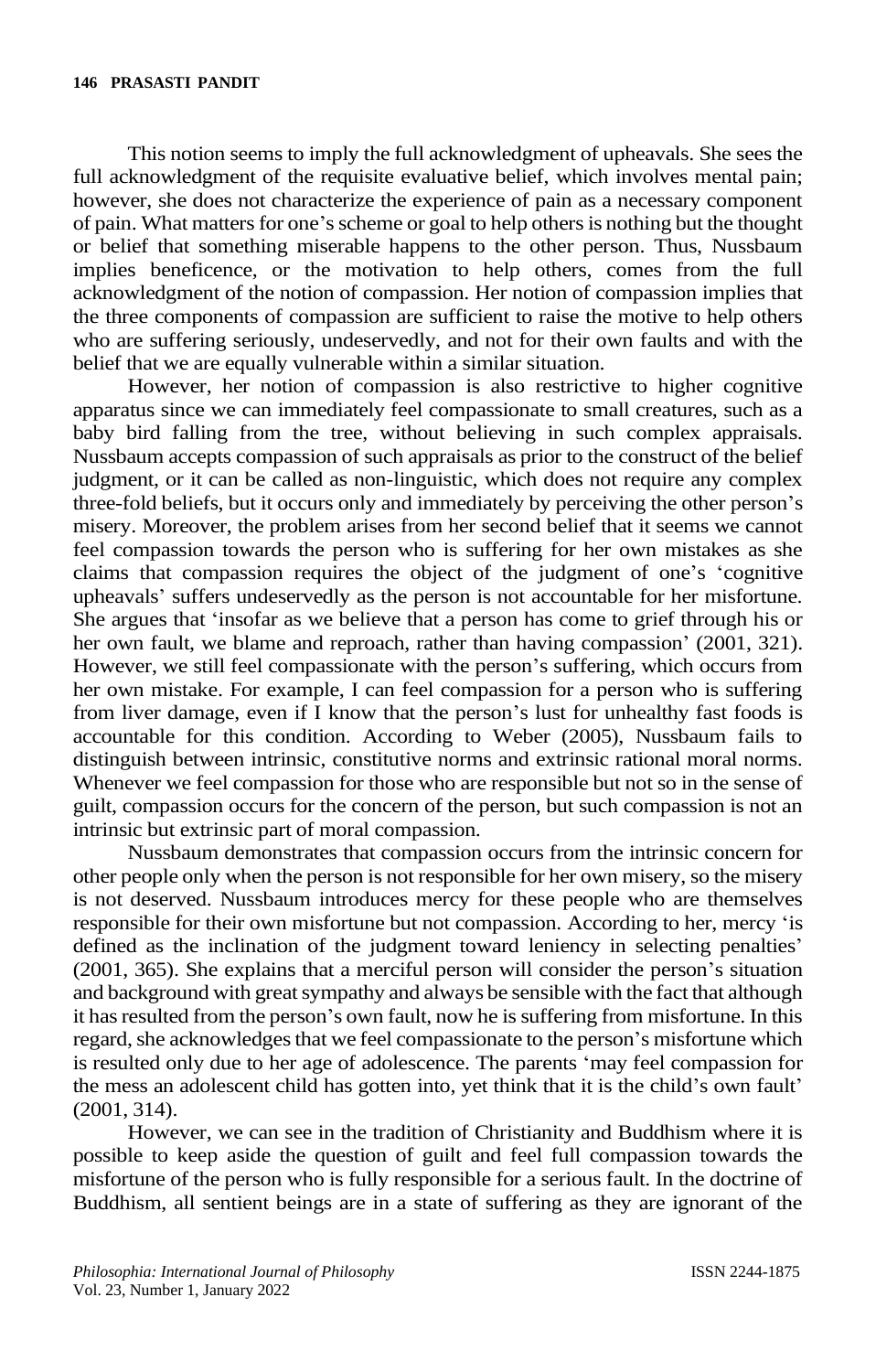This notion seems to imply the full acknowledgment of upheavals. She sees the full acknowledgment of the requisite evaluative belief, which involves mental pain; however, she does not characterize the experience of pain as a necessary component of pain. What matters for one's scheme or goal to help others is nothing but the thought or belief that something miserable happens to the other person. Thus, Nussbaum implies beneficence, or the motivation to help others, comes from the full acknowledgment of the notion of compassion. Her notion of compassion implies that the three components of compassion are sufficient to raise the motive to help others who are suffering seriously, undeservedly, and not for their own faults and with the belief that we are equally vulnerable within a similar situation.

However, her notion of compassion is also restrictive to higher cognitive apparatus since we can immediately feel compassionate to small creatures, such as a baby bird falling from the tree, without believing in such complex appraisals. Nussbaum accepts compassion of such appraisals as prior to the construct of the belief judgment, or it can be called as non-linguistic, which does not require any complex three-fold beliefs, but it occurs only and immediately by perceiving the other person's misery. Moreover, the problem arises from her second belief that it seems we cannot feel compassion towards the person who is suffering for her own mistakes as she claims that compassion requires the object of the judgment of one's 'cognitive upheavals' suffers undeservedly as the person is not accountable for her misfortune. She argues that 'insofar as we believe that a person has come to grief through his or her own fault, we blame and reproach, rather than having compassion' (2001, 321). However, we still feel compassionate with the person's suffering, which occurs from her own mistake. For example, I can feel compassion for a person who is suffering from liver damage, even if I know that the person's lust for unhealthy fast foods is accountable for this condition. According to Weber (2005), Nussbaum fails to distinguish between intrinsic, constitutive norms and extrinsic rational moral norms. Whenever we feel compassion for those who are responsible but not so in the sense of guilt, compassion occurs for the concern of the person, but such compassion is not an intrinsic but extrinsic part of moral compassion.

Nussbaum demonstrates that compassion occurs from the intrinsic concern for other people only when the person is not responsible for her own misery, so the misery is not deserved. Nussbaum introduces mercy for these people who are themselves responsible for their own misfortune but not compassion. According to her, mercy 'is defined as the inclination of the judgment toward leniency in selecting penalties' (2001, 365). She explains that a merciful person will consider the person's situation and background with great sympathy and always be sensible with the fact that although it has resulted from the person's own fault, now he is suffering from misfortune. In this regard, she acknowledges that we feel compassionate to the person's misfortune which is resulted only due to her age of adolescence. The parents 'may feel compassion for the mess an adolescent child has gotten into, yet think that it is the child's own fault' (2001, 314).

However, we can see in the tradition of Christianity and Buddhism where it is possible to keep aside the question of guilt and feel full compassion towards the misfortune of the person who is fully responsible for a serious fault. In the doctrine of Buddhism, all sentient beings are in a state of suffering as they are ignorant of the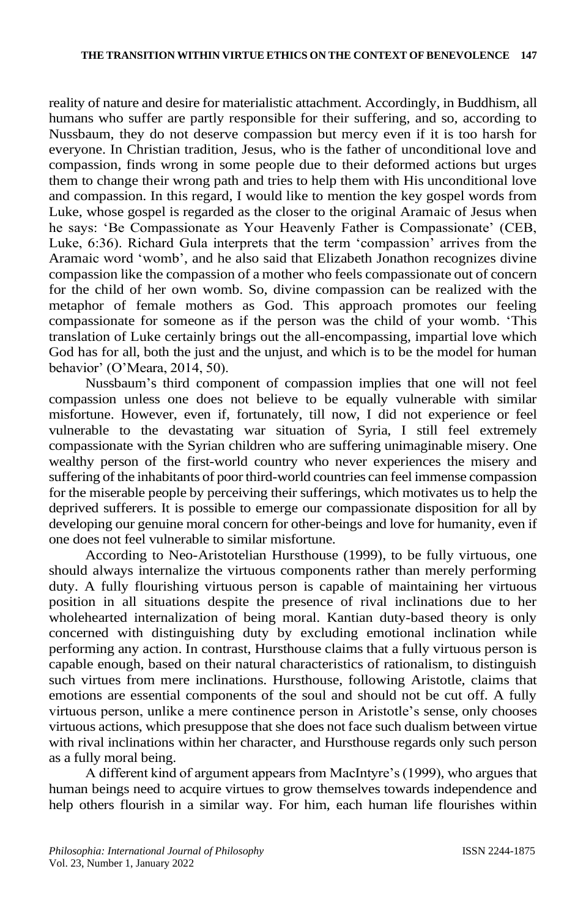reality of nature and desire for materialistic attachment. Accordingly, in Buddhism, all humans who suffer are partly responsible for their suffering, and so, according to Nussbaum, they do not deserve compassion but mercy even if it is too harsh for everyone. In Christian tradition, Jesus, who is the father of unconditional love and compassion, finds wrong in some people due to their deformed actions but urges them to change their wrong path and tries to help them with His unconditional love and compassion. In this regard, I would like to mention the key gospel words from Luke, whose gospel is regarded as the closer to the original Aramaic of Jesus when he says: 'Be Compassionate as Your Heavenly Father is Compassionate' (CEB, Luke, 6:36). Richard Gula interprets that the term 'compassion' arrives from the Aramaic word 'womb', and he also said that Elizabeth Jonathon recognizes divine compassion like the compassion of a mother who feels compassionate out of concern for the child of her own womb. So, divine compassion can be realized with the metaphor of female mothers as God. This approach promotes our feeling compassionate for someone as if the person was the child of your womb. 'This translation of Luke certainly brings out the all-encompassing, impartial love which God has for all, both the just and the unjust, and which is to be the model for human behavior' (O'Meara, 2014, 50).

Nussbaum's third component of compassion implies that one will not feel compassion unless one does not believe to be equally vulnerable with similar misfortune. However, even if, fortunately, till now, I did not experience or feel vulnerable to the devastating war situation of Syria, I still feel extremely compassionate with the Syrian children who are suffering unimaginable misery. One wealthy person of the first-world country who never experiences the misery and suffering of the inhabitants of poor third-world countries can feel immense compassion for the miserable people by perceiving their sufferings, which motivates us to help the deprived sufferers. It is possible to emerge our compassionate disposition for all by developing our genuine moral concern for other-beings and love for humanity, even if one does not feel vulnerable to similar misfortune.

According to Neo-Aristotelian Hursthouse (1999), to be fully virtuous, one should always internalize the virtuous components rather than merely performing duty. A fully flourishing virtuous person is capable of maintaining her virtuous position in all situations despite the presence of rival inclinations due to her wholehearted internalization of being moral. Kantian duty-based theory is only concerned with distinguishing duty by excluding emotional inclination while performing any action. In contrast, Hursthouse claims that a fully virtuous person is capable enough, based on their natural characteristics of rationalism, to distinguish such virtues from mere inclinations. Hursthouse, following Aristotle, claims that emotions are essential components of the soul and should not be cut off. A fully virtuous person, unlike a mere continence person in Aristotle's sense, only chooses virtuous actions, which presuppose that she does not face such dualism between virtue with rival inclinations within her character, and Hursthouse regards only such person as a fully moral being.

A different kind of argument appears from MacIntyre's (1999), who argues that human beings need to acquire virtues to grow themselves towards independence and help others flourish in a similar way. For him, each human life flourishes within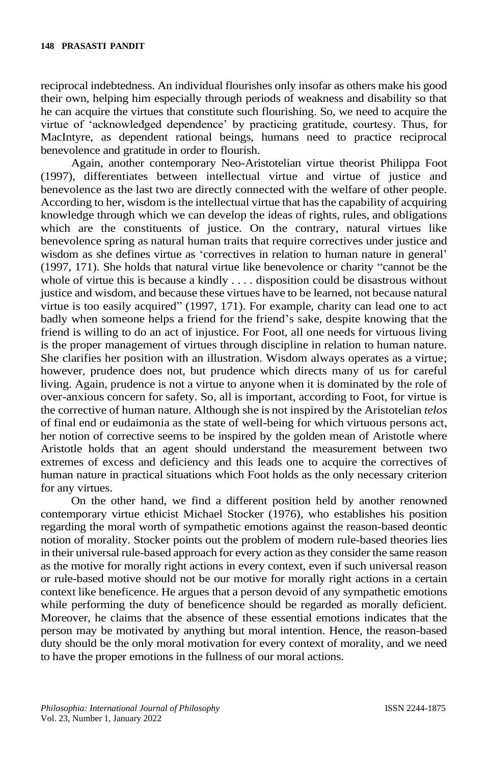reciprocal indebtedness. An individual flourishes only insofar as others make his good their own, helping him especially through periods of weakness and disability so that he can acquire the virtues that constitute such flourishing. So, we need to acquire the virtue of 'acknowledged dependence' by practicing gratitude, courtesy. Thus, for MacIntyre, as dependent rational beings, humans need to practice reciprocal benevolence and gratitude in order to flourish.

Again, another contemporary Neo-Aristotelian virtue theorist Philippa Foot (1997), differentiates between intellectual virtue and virtue of justice and benevolence as the last two are directly connected with the welfare of other people. According to her, wisdom is the intellectual virtue that has the capability of acquiring knowledge through which we can develop the ideas of rights, rules, and obligations which are the constituents of justice. On the contrary, natural virtues like benevolence spring as natural human traits that require correctives under justice and wisdom as she defines virtue as 'correctives in relation to human nature in general' (1997, 171). She holds that natural virtue like benevolence or charity "cannot be the whole of virtue this is because a kindly . . . . disposition could be disastrous without justice and wisdom, and because these virtues have to be learned, not because natural virtue is too easily acquired" (1997, 171). For example, charity can lead one to act badly when someone helps a friend for the friend's sake, despite knowing that the friend is willing to do an act of injustice. For Foot, all one needs for virtuous living is the proper management of virtues through discipline in relation to human nature. She clarifies her position with an illustration. Wisdom always operates as a virtue; however, prudence does not, but prudence which directs many of us for careful living. Again, prudence is not a virtue to anyone when it is dominated by the role of over-anxious concern for safety. So, all is important, according to Foot, for virtue is the corrective of human nature. Although she is not inspired by the Aristotelian *telos* of final end or eudaimonia as the state of well-being for which virtuous persons act, her notion of corrective seems to be inspired by the golden mean of Aristotle where Aristotle holds that an agent should understand the measurement between two extremes of excess and deficiency and this leads one to acquire the correctives of human nature in practical situations which Foot holds as the only necessary criterion for any virtues.

On the other hand, we find a different position held by another renowned contemporary virtue ethicist Michael Stocker (1976), who establishes his position regarding the moral worth of sympathetic emotions against the reason-based deontic notion of morality. Stocker points out the problem of modern rule-based theories lies in their universal rule-based approach for every action as they consider the same reason as the motive for morally right actions in every context, even if such universal reason or rule-based motive should not be our motive for morally right actions in a certain context like beneficence. He argues that a person devoid of any sympathetic emotions while performing the duty of beneficence should be regarded as morally deficient. Moreover, he claims that the absence of these essential emotions indicates that the person may be motivated by anything but moral intention. Hence, the reason-based duty should be the only moral motivation for every context of morality, and we need to have the proper emotions in the fullness of our moral actions.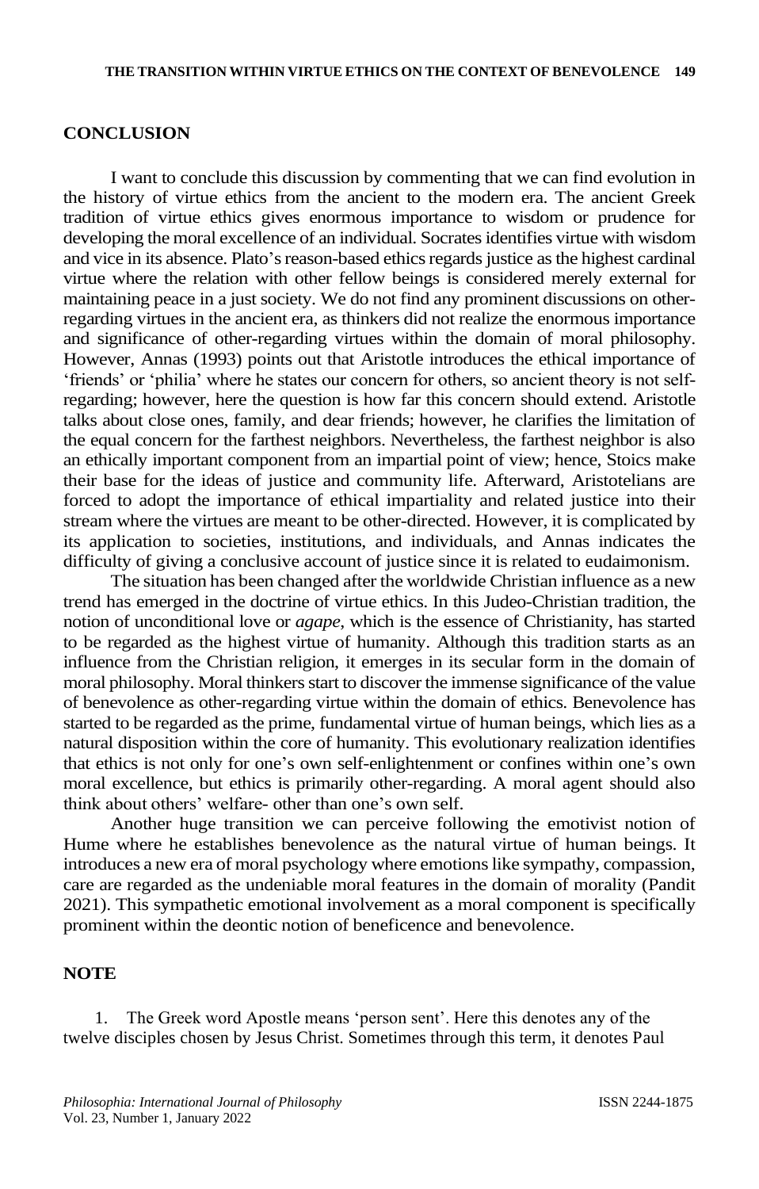## CONCLUSION

I want to conclude this discussion by commenting that we can find evolution in the history of virtue ethics from the ancient to the modern era. The ancient Greek tradition of virtue ethics gives enormous importance to wisdom or prudence for developing the moral excellence of an individual. Socrates identifies virtue with wisdom and vice in its absence. Plato's reason-based ethics regards justice as the highest cardinal virtue where the relation with other fellow beings is considered merely external for maintaining peace in a just society. We do not find any prominent discussions on other-regarding virtues in the ancient era, as thinkers did not realize the enormous importance and significance of other-regarding virtues within the domain of moral philosophy. However, Annas (1993) points out that Aristotle introduces the ethical importance of 'friends' or 'philia' where he states our concern for others, so ancient theory is not self-regarding; however, here the question is how far this concern should extend. Aristotle talks about close ones, family, and dear friends; however, he clarifies the limitation of the equal concern for the farthest neighbors. Nevertheless, the farthest neighbor is also an ethically important component from an impartial point of view; hence, Stoics make their base for the ideas of justice and community life. Afterward, Aristotelians are forced to adopt the importance of ethical impartiality and related justice into their stream where the virtues are meant to be other-directed. However, it is complicated by its application to societies, institutions, and individuals, and Annas indicates the difficulty of giving a conclusive account of justice since it is related to eudaimonism.

The situation has been changed after the worldwide Christian influence as a new trend has emerged in the doctrine of virtue ethics. In this Judeo-Christian tradition, the notion of unconditional love or *agape*, which is the essence of Christianity, has started to be regarded as the highest virtue of humanity. Although this tradition starts as an influence from the Christian religion, it emerges in its secular form in the domain of moral philosophy. Moral thinkers start to discover the immense significance of the value of benevolence as other-regarding virtue within the domain of ethics. Benevolence has started to be regarded as the prime, fundamental virtue of human beings, which lies as a natural disposition within the core of humanity. This evolutionary realization identifies that ethics is not only for one's own self-enlightenment or confines within one's own moral excellence, but ethics is primarily other-regarding. A moral agent should also think about others' welfare- other than one's own self.

Another huge transition we can perceive following the emotivist notion of Hume where he establishes benevolence as the natural virtue of human beings. It introduces a new era of moral psychology where emotions like sympathy, compassion, care are regarded as the undeniable moral features in the domain of morality (Pandit 2021). This sympathetic emotional involvement as a moral component is specifically prominent within the deontic notion of beneficence and benevolence.

## NOTE

1. The Greek word Apostle means 'person sent'. Here this denotes any of the twelve disciples chosen by Jesus Christ. Sometimes through this term, it denotes Paul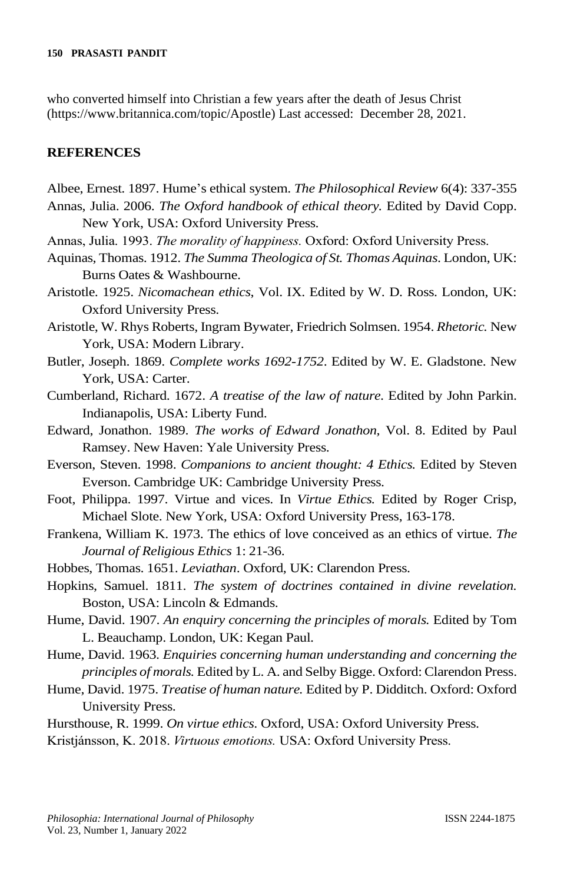who converted himself into Christian a few years after the death of Jesus Christ (https://www.britannica.com/topic/Apostle) Last accessed: December 28, 2021.

## REFERENCES

Albee, Ernest. 1897. Hume's ethical system. *The Philosophical Review* 6(4): 337-355

Annas, Julia. 2006. *The Oxford handbook of ethical theory.* Edited by David Copp. New York, USA: Oxford University Press.

Annas, Julia. 1993. *The morality of happiness.* Oxford: Oxford University Press.

Aquinas, Thomas. 1912. *The Summa Theologica of St. Thomas Aquinas*. London, UK: Burns Oates & Washbourne.

Aristotle. 1925. *Nicomachean ethics*, Vol. IX. Edited by W. D. Ross. London, UK: Oxford University Press.

Aristotle, W. Rhys Roberts, Ingram Bywater, Friedrich Solmsen. 1954. *Rhetoric.* New York, USA: Modern Library.

Butler, Joseph. 1869. *Complete works 1692-1752*. Edited by W. E. Gladstone. New York, USA: Carter.

Cumberland, Richard. 1672. *A treatise of the law of nature.* Edited by John Parkin. Indianapolis, USA: Liberty Fund.

Edward, Jonathon. 1989. *The works of Edward Jonathon*, Vol. 8. Edited by Paul Ramsey. New Haven: Yale University Press.

Everson, Steven. 1998. *Companions to ancient thought: 4 Ethics.* Edited by Steven Everson. Cambridge UK: Cambridge University Press.

Foot, Philippa. 1997. Virtue and vices. In *Virtue Ethics.* Edited by Roger Crisp, Michael Slote. New York, USA: Oxford University Press, 163-178.

Frankena, William K. 1973. The ethics of love conceived as an ethics of virtue. *The Journal of Religious Ethics* 1: 21-36.

Hobbes, Thomas. 1651. *Leviathan*. Oxford, UK: Clarendon Press.

Hopkins, Samuel. 1811. *The system of doctrines contained in divine revelation.* Boston, USA: Lincoln & Edmands.

Hume, David. 1907. *An enquiry concerning the principles of morals.* Edited by Tom L. Beauchamp. London, UK: Kegan Paul.

Hume, David. 1963. *Enquiries concerning human understanding and concerning the principles of morals.* Edited by L. A. and Selby Bigge. Oxford: Clarendon Press.

Hume, David. 1975. *Treatise of human nature.* Edited by P. Didditch. Oxford: Oxford University Press.

Hursthouse, R. 1999. *On virtue ethics*. Oxford, USA: Oxford University Press.

Kristjánsson, K. 2018. *Virtuous emotions.* USA: Oxford University Press.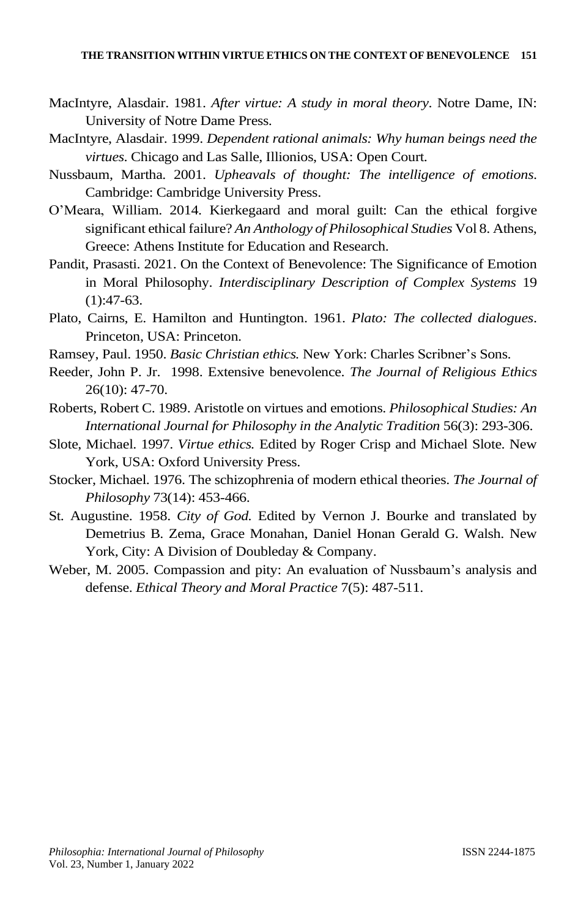MacIntyre, Alasdair. 1981. *After virtue: A study in moral theory*. Notre Dame, IN: University of Notre Dame Press.

MacIntyre, Alasdair. 1999. *Dependent rational animals: Why human beings need the virtues*. Chicago and Las Salle, Illionios, USA: Open Court.

Nussbaum, Martha. 2001. *Upheavals of thought: The intelligence of emotions*. Cambridge: Cambridge University Press.

O'Meara, William. 2014. Kierkegaard and moral guilt: Can the ethical forgive significant ethical failure? *An Anthology of Philosophical Studies* Vol 8. Athens, Greece: Athens Institute for Education and Research.

Pandit, Prasasti. 2021. On the Context of Benevolence: The Significance of Emotion in Moral Philosophy. *Interdisciplinary Description of Complex Systems* 19 (1):47-63.

Plato, Cairns, E. Hamilton and Huntington. 1961. *Plato: The collected dialogues*. Princeton, USA: Princeton.

Ramsey, Paul. 1950. *Basic Christian ethics.* New York: Charles Scribner's Sons.

Reeder, John P. Jr. 1998. Extensive benevolence. *The Journal of Religious Ethics* 26(10): 47-70.

Roberts, Robert C. 1989. Aristotle on virtues and emotions. *Philosophical Studies: An International Journal for Philosophy in the Analytic Tradition* 56(3): 293-306.

Slote, Michael. 1997. *Virtue ethics.* Edited by Roger Crisp and Michael Slote. New York, USA: Oxford University Press.

Stocker, Michael. 1976. The schizophrenia of modern ethical theories. *The Journal of Philosophy* 73(14): 453-466.

St. Augustine. 1958. *City of God.* Edited by Vernon J. Bourke and translated by Demetrius B. Zema, Grace Monahan, Daniel Honan Gerald G. Walsh. New York, City: A Division of Doubleday & Company.

Weber, M. 2005. Compassion and pity: An evaluation of Nussbaum's analysis and defense. *Ethical Theory and Moral Practice* 7(5): 487-511.